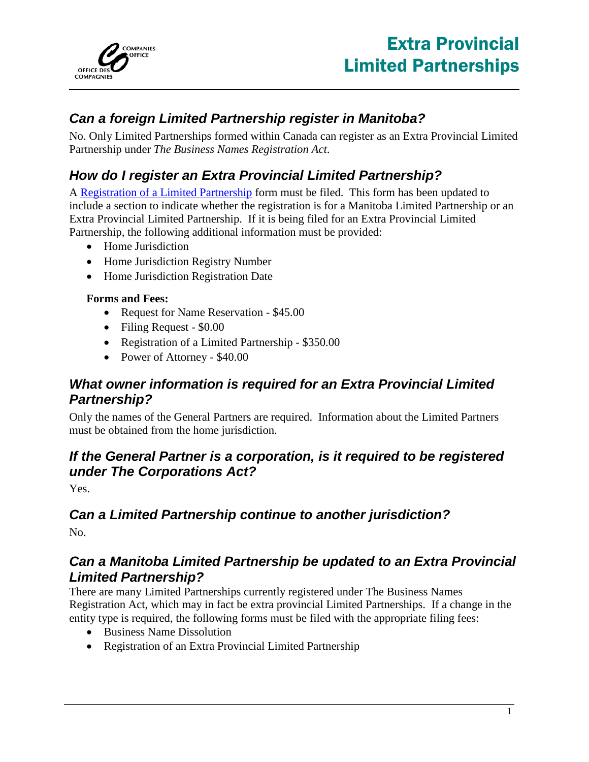# Extra Provincial Limited Partnerships

## *Can a foreign Limited Partnership register in Manitoba?*

No. Only Limited Partnerships formed within Canada can register as an Extra Provincial Limited Partnership under *The Business Names Registration Act*.

## *How do I register an Extra Provincial Limited Partnership?*

A [Registration of a Limited Partnership] form must be filed. This form has been updated to include a section to indicate whether the registration is for a Manitoba Limited Partnership or an Extra Provincial Limited Partnership. If it is being filed for an Extra Provincial Limited Partnership, the following additional information must be provided:

- Home Jurisdiction
- Home Jurisdiction Registry Number
- Home Jurisdiction Registration Date

**Forms and Fees:**

- Request for Name Reservation - $45.00
- Filing Request - $0.00
- Registration of a Limited Partnership - $350.00
- Power of Attorney - $40.00

## *What owner information is required for an Extra Provincial Limited Partnership?*

Only the names of the General Partners are required. Information about the Limited Partners must be obtained from the home jurisdiction.

## *If the General Partner is a corporation, is it required to be registered under The Corporations Act?*

Yes.

## *Can a Limited Partnership continue to another jurisdiction?*

No.

## *Can a Manitoba Limited Partnership be updated to an Extra Provincial Limited Partnership?*

There are many Limited Partnerships currently registered under The Business Names Registration Act, which may in fact be extra provincial Limited Partnerships. If a change in the entity type is required, the following forms must be filed with the appropriate filing fees:

- Business Name Dissolution
- Registration of an Extra Provincial Limited Partnership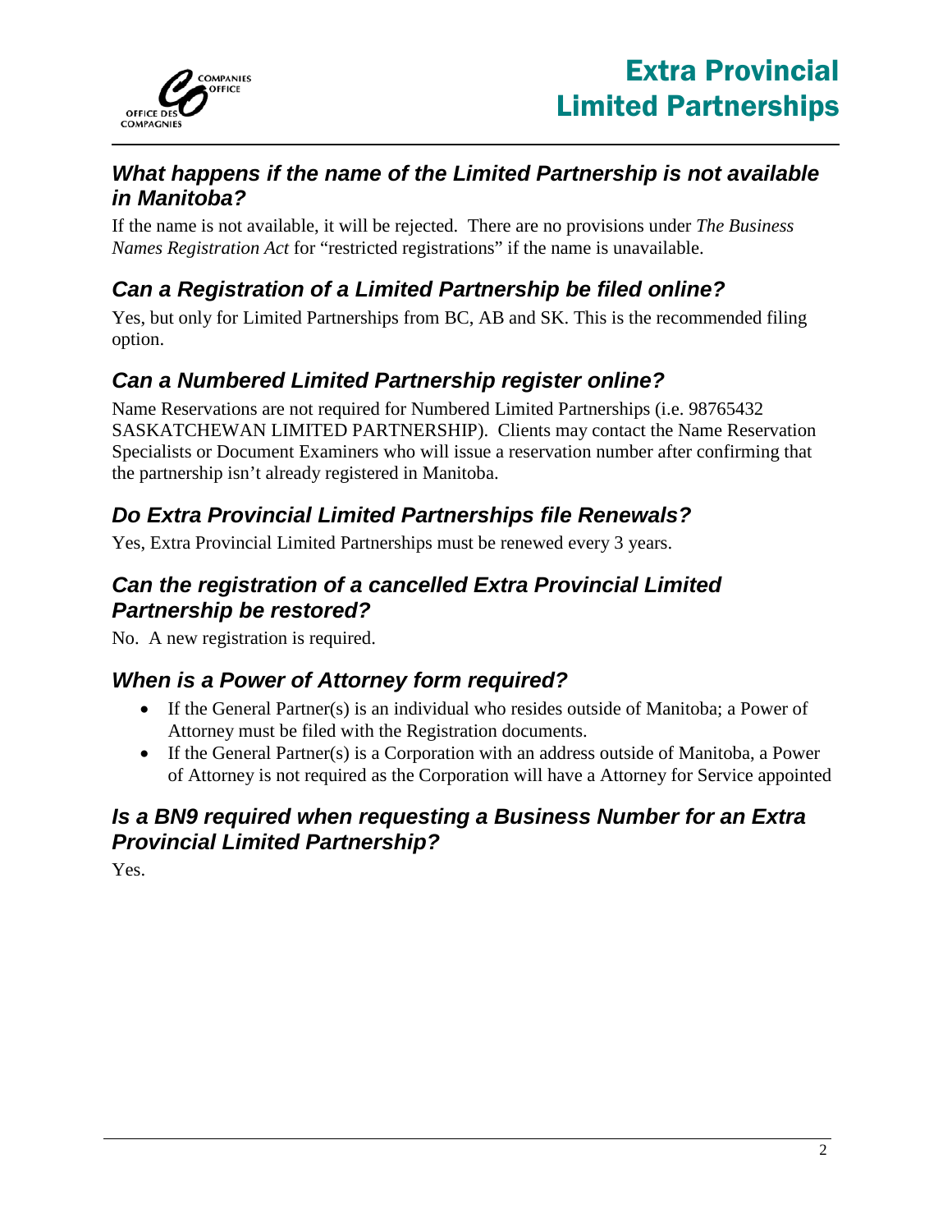### What happens if the name of the Limited Partnership is not available in Manitoba?

If the name is not available, it will be rejected. There are no provisions under *The Business Names Registration Act* for "restricted registrations" if the name is unavailable.

### Can a Registration of a Limited Partnership be filed online?

Yes, but only for Limited Partnerships from BC, AB and SK. This is the recommended filing option.

### Can a Numbered Limited Partnership register online?

Name Reservations are not required for Numbered Limited Partnerships (i.e. 98765432 SASKATCHEWAN LIMITED PARTNERSHIP). Clients may contact the Name Reservation Specialists or Document Examiners who will issue a reservation number after confirming that the partnership isn't already registered in Manitoba.

### Do Extra Provincial Limited Partnerships file Renewals?

Yes, Extra Provincial Limited Partnerships must be renewed every 3 years.

### Can the registration of a cancelled Extra Provincial Limited Partnership be restored?

No. A new registration is required.

### When is a Power of Attorney form required?

- If the General Partner(s) is an individual who resides outside of Manitoba; a Power of Attorney must be filed with the Registration documents.
- If the General Partner(s) is a Corporation with an address outside of Manitoba, a Power of Attorney is not required as the Corporation will have a Attorney for Service appointed

### Is a BN9 required when requesting a Business Number for an Extra Provincial Limited Partnership?

Yes.